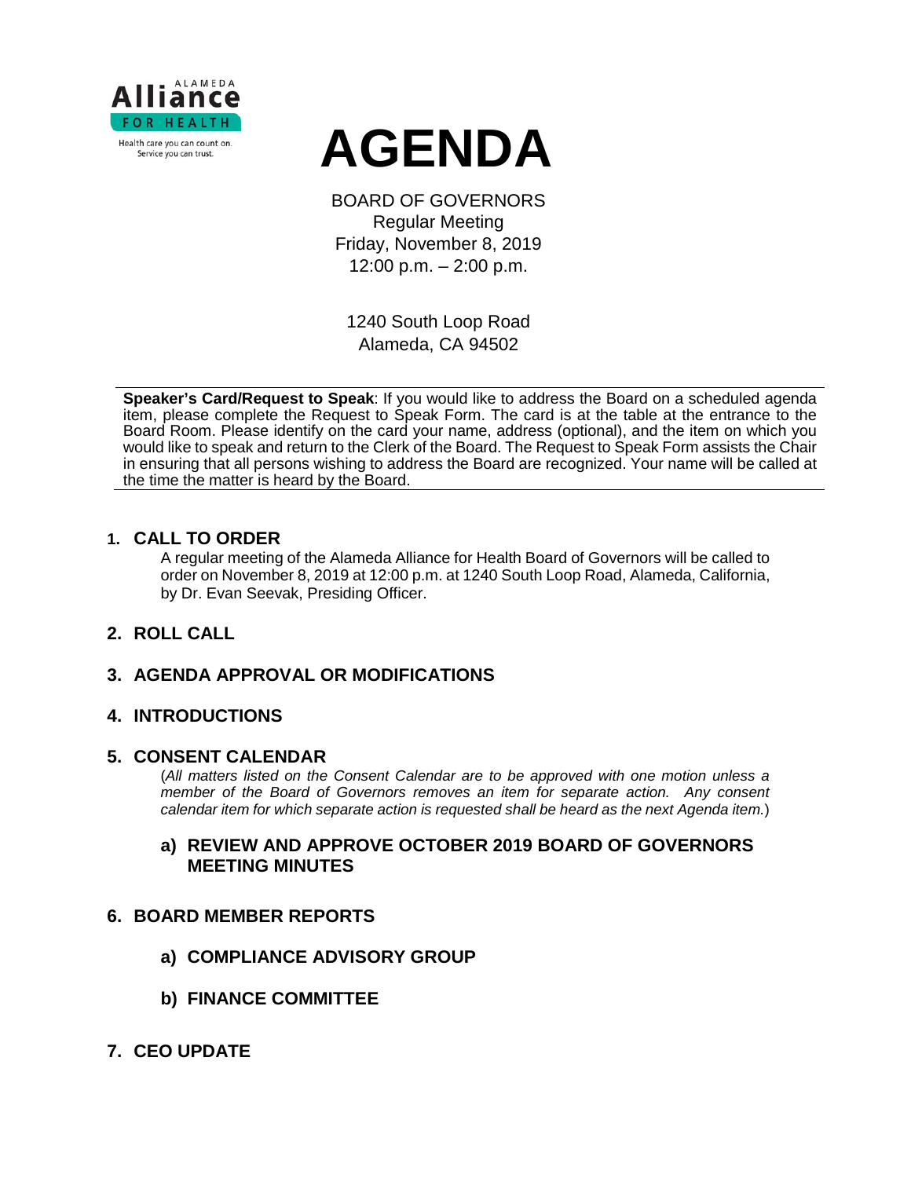Alameda Alliance for Health

Health care you can count on.
Service you can trust.

# AGENDA

BOARD OF GOVERNORS
Regular Meeting
Friday, November 8, 2019
12:00 p.m. – 2:00 p.m.

1240 South Loop Road
Alameda, CA 94502

**Speaker's Card/Request to Speak**: If you would like to address the Board on a scheduled agenda item, please complete the Request to Speak Form. The card is at the table at the entrance to the Board Room. Please identify on the card your name, address (optional), and the item on which you would like to speak and return to the Clerk of the Board. The Request to Speak Form assists the Chair in ensuring that all persons wishing to address the Board are recognized. Your name will be called at the time the matter is heard by the Board.

## 1. CALL TO ORDER

A regular meeting of the Alameda Alliance for Health Board of Governors will be called to order on November 8, 2019 at 12:00 p.m. at 1240 South Loop Road, Alameda, California, by Dr. Evan Seevak, Presiding Officer.

## 2. ROLL CALL

## 3. AGENDA APPROVAL OR MODIFICATIONS

## 4. INTRODUCTIONS

## 5. CONSENT CALENDAR

(*All matters listed on the Consent Calendar are to be approved with one motion unless a member of the Board of Governors removes an item for separate action. Any consent calendar item for which separate action is requested shall be heard as the next Agenda item.*)

### a) REVIEW AND APPROVE OCTOBER 2019 BOARD OF GOVERNORS MEETING MINUTES

## 6. BOARD MEMBER REPORTS

### a) COMPLIANCE ADVISORY GROUP

### b) FINANCE COMMITTEE

## 7. CEO UPDATE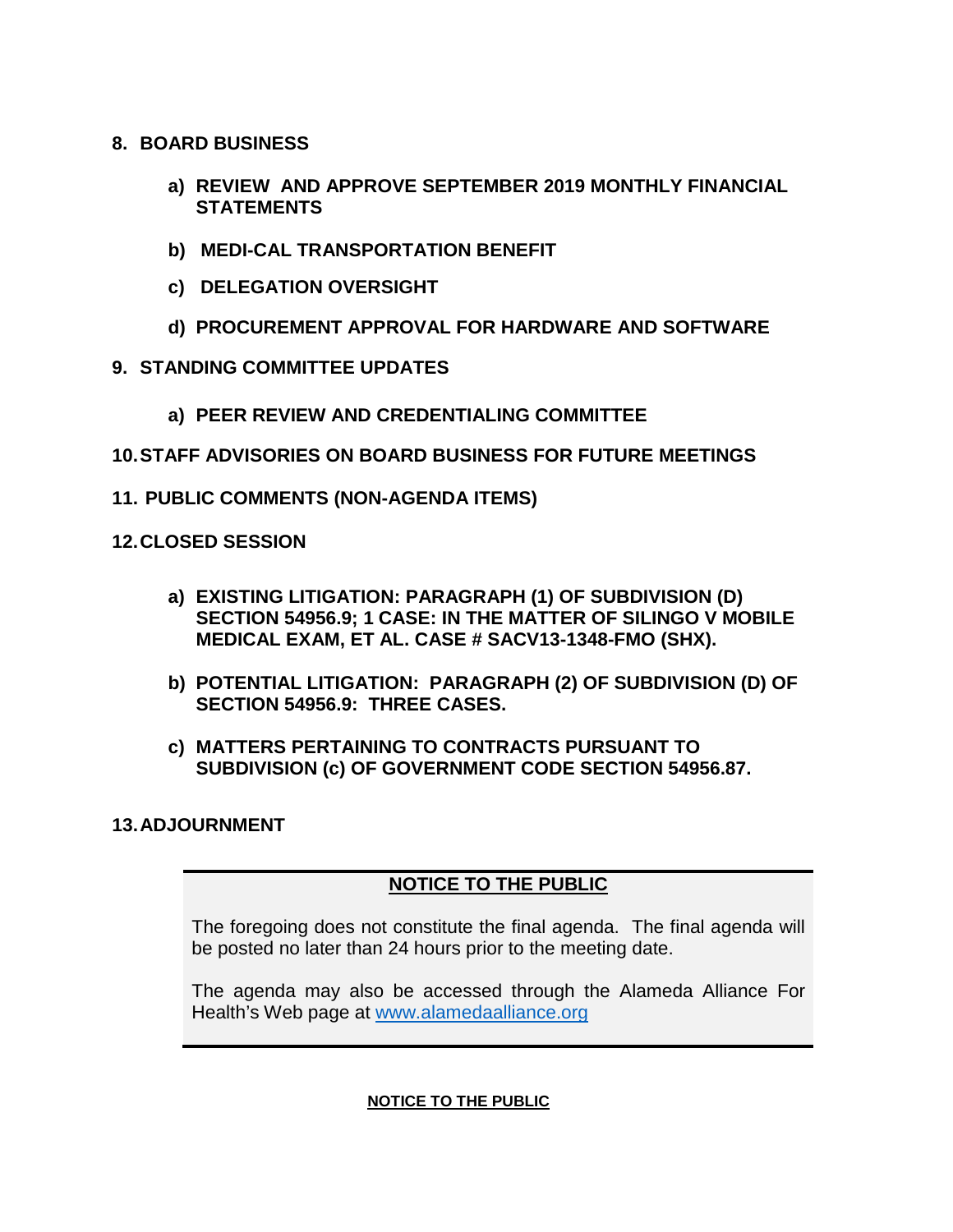**8. BOARD BUSINESS**

- **a) REVIEW AND APPROVE SEPTEMBER 2019 MONTHLY FINANCIAL STATEMENTS**
- **b) MEDI-CAL TRANSPORTATION BENEFIT**
- **c) DELEGATION OVERSIGHT**
- **d) PROCUREMENT APPROVAL FOR HARDWARE AND SOFTWARE**

**9. STANDING COMMITTEE UPDATES**

- **a) PEER REVIEW AND CREDENTIALING COMMITTEE**

**10. STAFF ADVISORIES ON BOARD BUSINESS FOR FUTURE MEETINGS**

**11. PUBLIC COMMENTS (NON-AGENDA ITEMS)**

**12. CLOSED SESSION**

- **a) EXISTING LITIGATION: PARAGRAPH (1) OF SUBDIVISION (D) SECTION 54956.9; 1 CASE: IN THE MATTER OF SILINGO V MOBILE MEDICAL EXAM, ET AL. CASE # SACV13-1348-FMO (SHX).**
- **b) POTENTIAL LITIGATION: PARAGRAPH (2) OF SUBDIVISION (D) OF SECTION 54956.9: THREE CASES.**
- **c) MATTERS PERTAINING TO CONTRACTS PURSUANT TO SUBDIVISION (c) OF GOVERNMENT CODE SECTION 54956.87.**

**13. ADJOURNMENT**

**NOTICE TO THE PUBLIC**

The foregoing does not constitute the final agenda. The final agenda will be posted no later than 24 hours prior to the meeting date.

The agenda may also be accessed through the Alameda Alliance For Health's Web page at www.alamedaalliance.org

**NOTICE TO THE PUBLIC**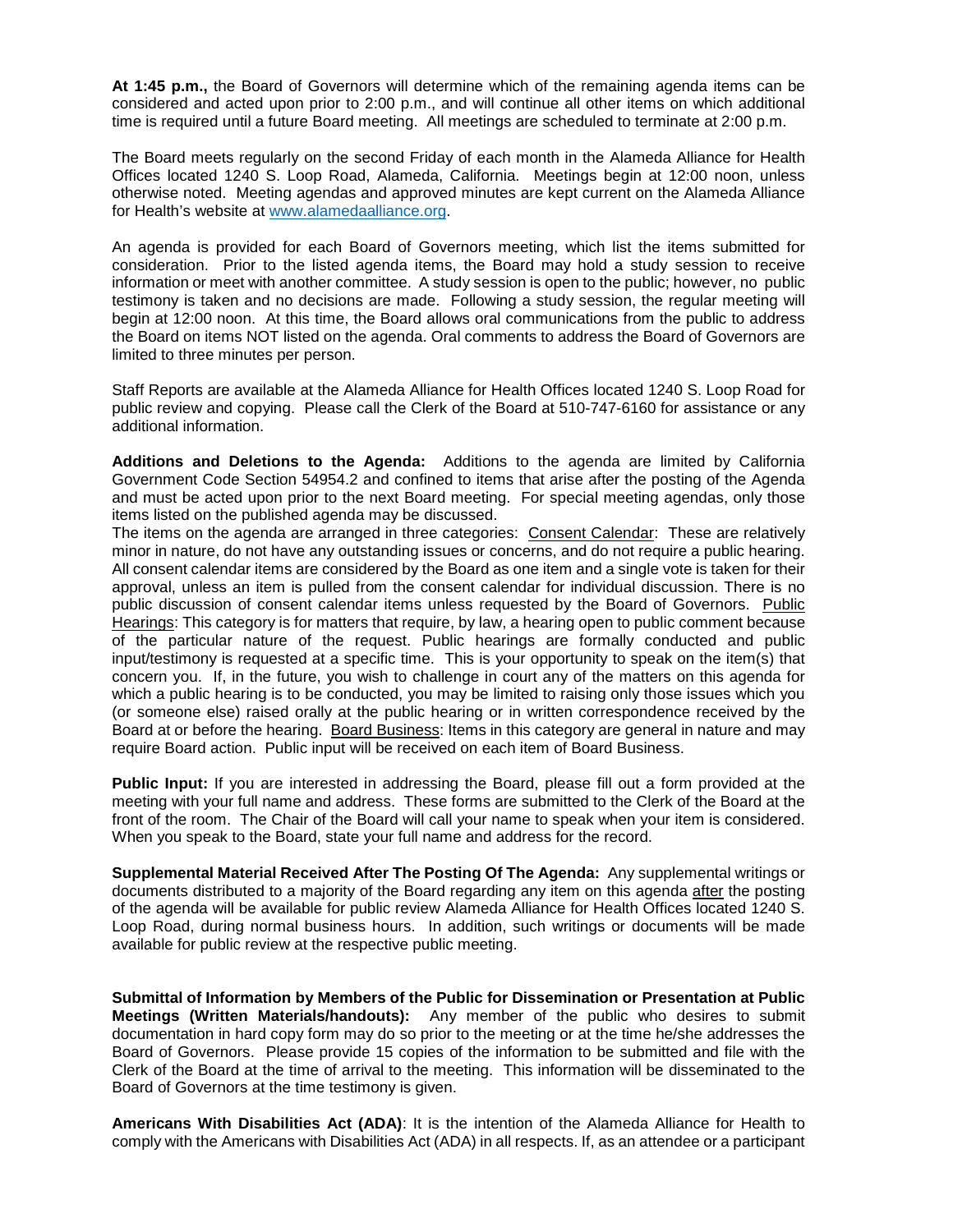**At 1:45 p.m.,** the Board of Governors will determine which of the remaining agenda items can be considered and acted upon prior to 2:00 p.m., and will continue all other items on which additional time is required until a future Board meeting. All meetings are scheduled to terminate at 2:00 p.m.

The Board meets regularly on the second Friday of each month in the Alameda Alliance for Health Offices located 1240 S. Loop Road, Alameda, California. Meetings begin at 12:00 noon, unless otherwise noted. Meeting agendas and approved minutes are kept current on the Alameda Alliance for Health's website at [www.alamedaalliance.org](http://www.alamedaalliance.org).

An agenda is provided for each Board of Governors meeting, which list the items submitted for consideration. Prior to the listed agenda items, the Board may hold a study session to receive information or meet with another committee. A study session is open to the public; however, no public testimony is taken and no decisions are made. Following a study session, the regular meeting will begin at 12:00 noon. At this time, the Board allows oral communications from the public to address the Board on items NOT listed on the agenda. Oral comments to address the Board of Governors are limited to three minutes per person.

Staff Reports are available at the Alameda Alliance for Health Offices located 1240 S. Loop Road for public review and copying. Please call the Clerk of the Board at 510-747-6160 for assistance or any additional information.

**Additions and Deletions to the Agenda:** Additions to the agenda are limited by California Government Code Section 54954.2 and confined to items that arise after the posting of the Agenda and must be acted upon prior to the next Board meeting. For special meeting agendas, only those items listed on the published agenda may be discussed.
The items on the agenda are arranged in three categories: Consent Calendar: These are relatively minor in nature, do not have any outstanding issues or concerns, and do not require a public hearing. All consent calendar items are considered by the Board as one item and a single vote is taken for their approval, unless an item is pulled from the consent calendar for individual discussion. There is no public discussion of consent calendar items unless requested by the Board of Governors. Public Hearings: This category is for matters that require, by law, a hearing open to public comment because of the particular nature of the request. Public hearings are formally conducted and public input/testimony is requested at a specific time. This is your opportunity to speak on the item(s) that concern you. If, in the future, you wish to challenge in court any of the matters on this agenda for which a public hearing is to be conducted, you may be limited to raising only those issues which you (or someone else) raised orally at the public hearing or in written correspondence received by the Board at or before the hearing. Board Business: Items in this category are general in nature and may require Board action. Public input will be received on each item of Board Business.

**Public Input:** If you are interested in addressing the Board, please fill out a form provided at the meeting with your full name and address. These forms are submitted to the Clerk of the Board at the front of the room. The Chair of the Board will call your name to speak when your item is considered. When you speak to the Board, state your full name and address for the record.

**Supplemental Material Received After The Posting Of The Agenda:** Any supplemental writings or documents distributed to a majority of the Board regarding any item on this agenda after the posting of the agenda will be available for public review Alameda Alliance for Health Offices located 1240 S. Loop Road, during normal business hours. In addition, such writings or documents will be made available for public review at the respective public meeting.

**Submittal of Information by Members of the Public for Dissemination or Presentation at Public Meetings (Written Materials/handouts):** Any member of the public who desires to submit documentation in hard copy form may do so prior to the meeting or at the time he/she addresses the Board of Governors. Please provide 15 copies of the information to be submitted and file with the Clerk of the Board at the time of arrival to the meeting. This information will be disseminated to the Board of Governors at the time testimony is given.

**Americans With Disabilities Act (ADA)**: It is the intention of the Alameda Alliance for Health to comply with the Americans with Disabilities Act (ADA) in all respects. If, as an attendee or a participant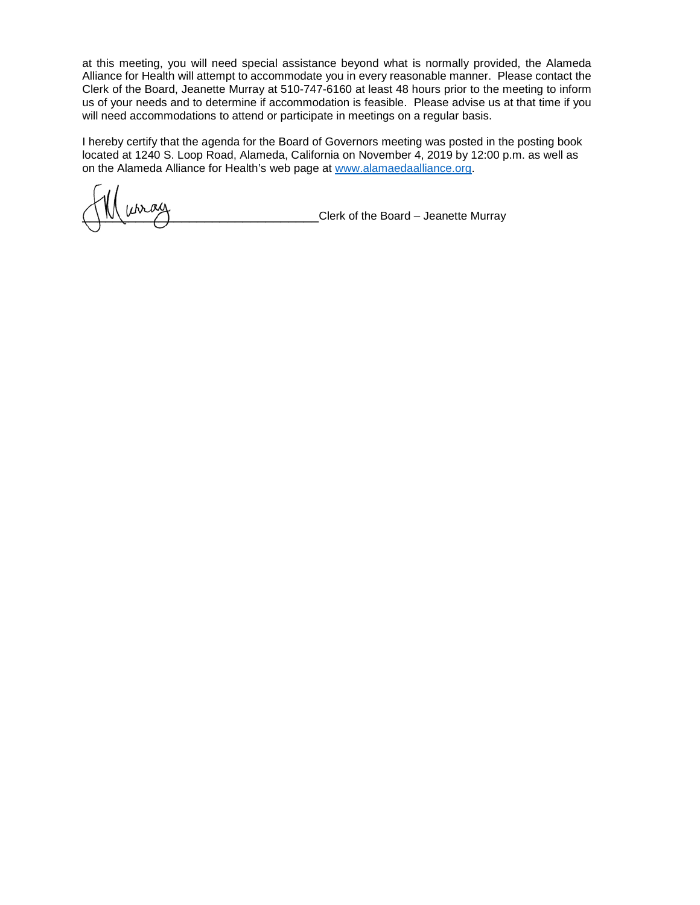at this meeting, you will need special assistance beyond what is normally provided, the Alameda Alliance for Health will attempt to accommodate you in every reasonable manner. Please contact the Clerk of the Board, Jeanette Murray at 510-747-6160 at least 48 hours prior to the meeting to inform us of your needs and to determine if accommodation is feasible. Please advise us at that time if you will need accommodations to attend or participate in meetings on a regular basis.

I hereby certify that the agenda for the Board of Governors meeting was posted in the posting book located at 1240 S. Loop Road, Alameda, California on November 4, 2019 by 12:00 p.m. as well as on the Alameda Alliance for Health's web page at [www.alamaedaalliance.org](www.alamaedaalliance.org).

_______________________________Clerk of the Board – Jeanette Murray